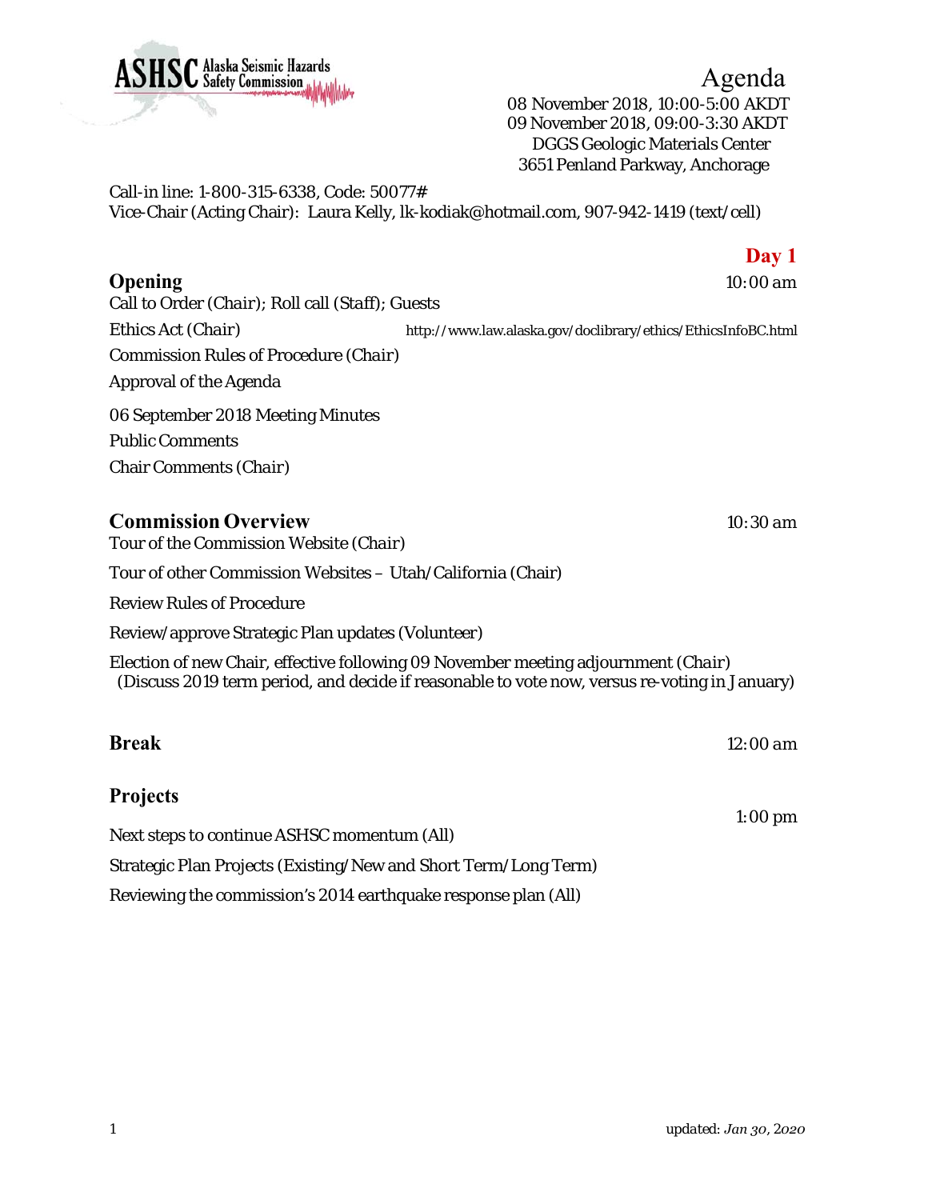ASHSC Alaska Seismic Hazards Safety Commission

# Agenda

08 November 2018, 10:00-5:00 AKDT
09 November 2018, 09:00-3:30 AKDT
DGGS Geologic Materials Center
3651 Penland Parkway, Anchorage

Call-in line: 1-800-315-6338, Code: 50077#
Vice-Chair (Acting Chair): Laura Kelly, lk-kodiak@hotmail.com, 907-942-1419 (text/cell)

## Day 1

### Opening — 10:00 am

Call to Order (*Chair*); Roll call (*Staff*); Guests

Ethics Act (*Chair*) http://www.law.alaska.gov/doclibrary/ethics/EthicsInfoBC.html

Commission Rules of Procedure (*Chair*)

Approval of the Agenda

06 September 2018 Meeting Minutes

Public Comments

Chair Comments (*Chair*)

### Commission Overview — 10:30 am

Tour of the Commission Website (*Chair*)

Tour of other Commission Websites – Utah/California (Chair)

Review Rules of Procedure

Review/approve Strategic Plan updates (Volunteer)

Election of new Chair, effective following 09 November meeting adjournment (*Chair*)
(Discuss 2019 term period, and decide if reasonable to vote now, versus re-voting in January)

### Break — 12:00 am

### Projects — 1:00 pm

Next steps to continue ASHSC momentum (All)

Strategic Plan Projects (Existing/New and Short Term/Long Term)

Reviewing the commission's 2014 earthquake response plan (All)

updated: *Jan 30, 2020*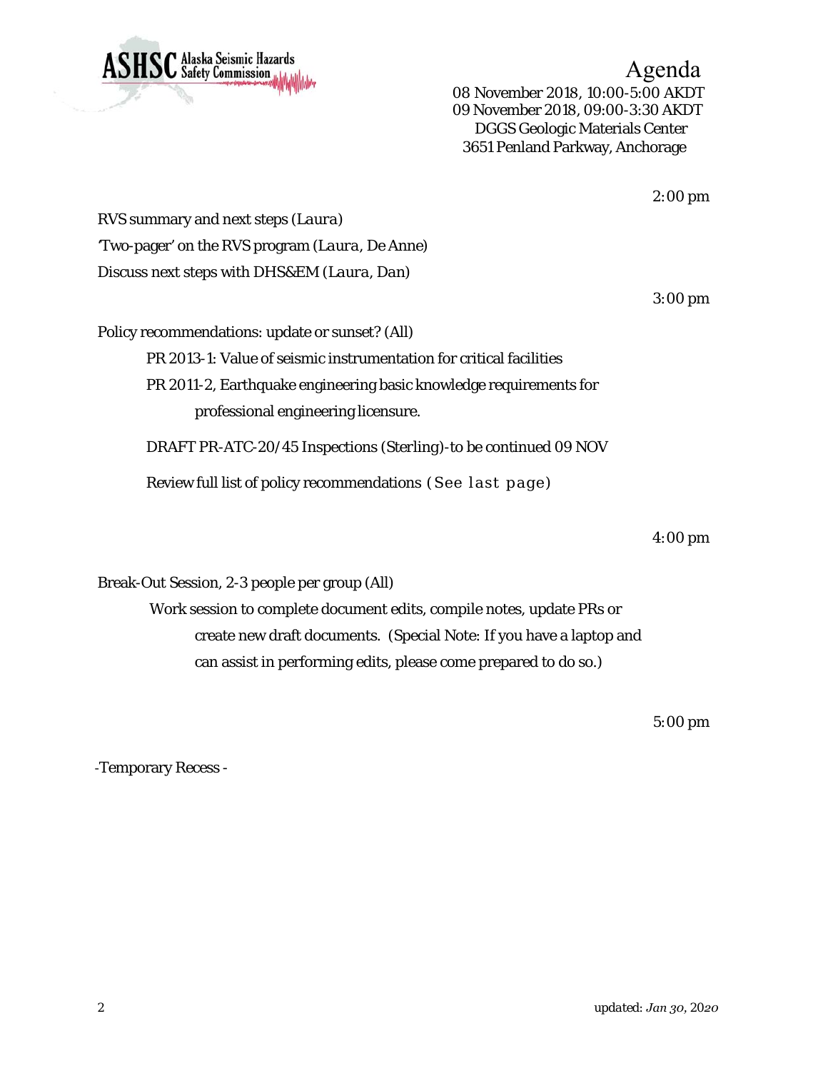# Agenda

08 November 2018, 10:00-5:00 AKDT
09 November 2018, 09:00-3:30 AKDT
DGGS Geologic Materials Center
3651 Penland Parkway, Anchorage

2:00 pm

RVS summary and next steps (Laura)

'Two-pager' on the RVS program (Laura, De Anne)

Discuss next steps with DHS&EM (Laura, Dan)

3:00 pm

Policy recommendations: update or sunset? (All)

- PR 2013-1: Value of seismic instrumentation for critical facilities
- PR 2011-2, Earthquake engineering basic knowledge requirements for professional engineering licensure.
- DRAFT PR-ATC-20/45 Inspections (Sterling)-to be continued 09 NOV
- Review full list of policy recommendations (See last page)

4:00 pm

Break-Out Session, 2-3 people per group (All)

- Work session to complete document edits, compile notes, update PRs or create new draft documents. (Special Note: If you have a laptop and can assist in performing edits, please come prepared to do so.)

5:00 pm

-Temporary Recess -

updated: *Jan 30, 2020*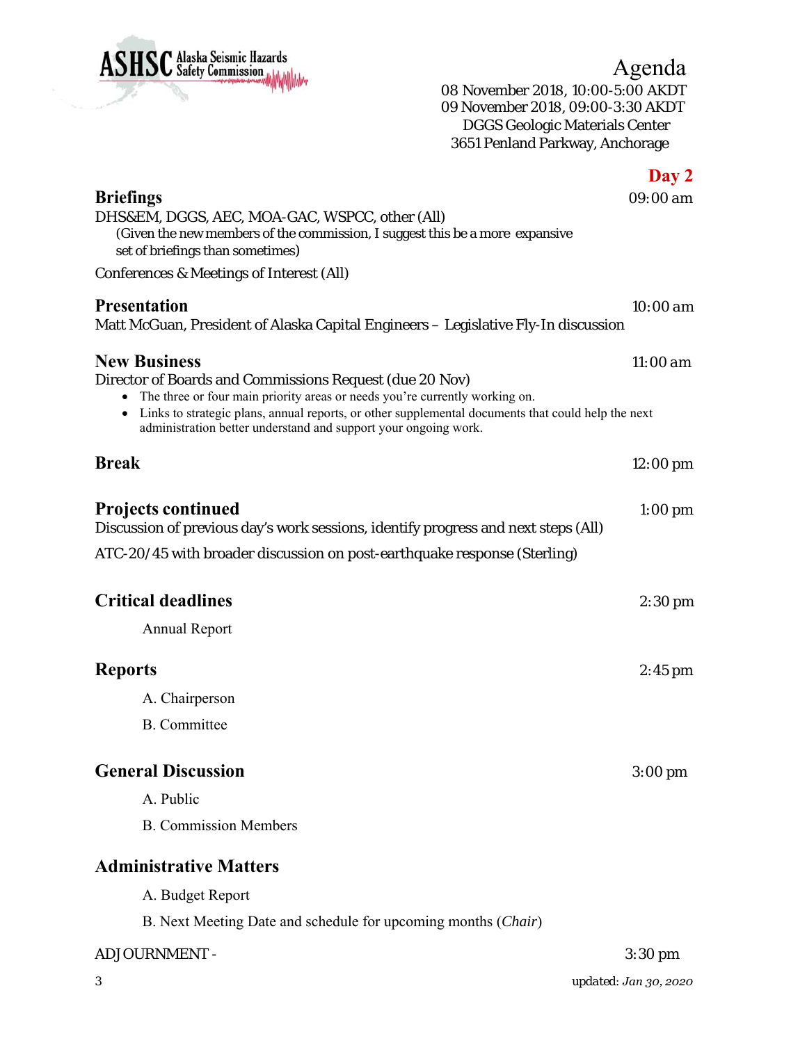ASHSC Alaska Seismic Hazards Safety Commission

# Agenda

08 November 2018, 10:00-5:00 AKDT
09 November 2018, 09:00-3:30 AKDT
DGGS Geologic Materials Center
3651 Penland Parkway, Anchorage

## Day 2

**Briefings** 09:00 am

DHS&EM, DGGS, AEC, MOA-GAC, WSPCC, other (All)
(Given the new members of the commission, I suggest this be a more expansive set of briefings than sometimes)

Conferences & Meetings of Interest (All)

**Presentation** 10:00 am

Matt McGuan, President of Alaska Capital Engineers – Legislative Fly-In discussion

**New Business** 11:00 am

Director of Boards and Commissions Request (due 20 Nov)

- The three or four main priority areas or needs you're currently working on.
- Links to strategic plans, annual reports, or other supplemental documents that could help the next administration better understand and support your ongoing work.

**Break** 12:00 pm

**Projects continued** 1:00 pm

Discussion of previous day's work sessions, identify progress and next steps (All)

ATC-20/45 with broader discussion on post-earthquake response (Sterling)

**Critical deadlines** 2:30 pm

Annual Report

**Reports** 2:45 pm

A. Chairperson

B. Committee

**General Discussion** 3:00 pm

A. Public

B. Commission Members

**Administrative Matters**

A. Budget Report

B. Next Meeting Date and schedule for upcoming months (*Chair*)

ADJOURNMENT - 3:30 pm

updated: *Jan 30, 2020*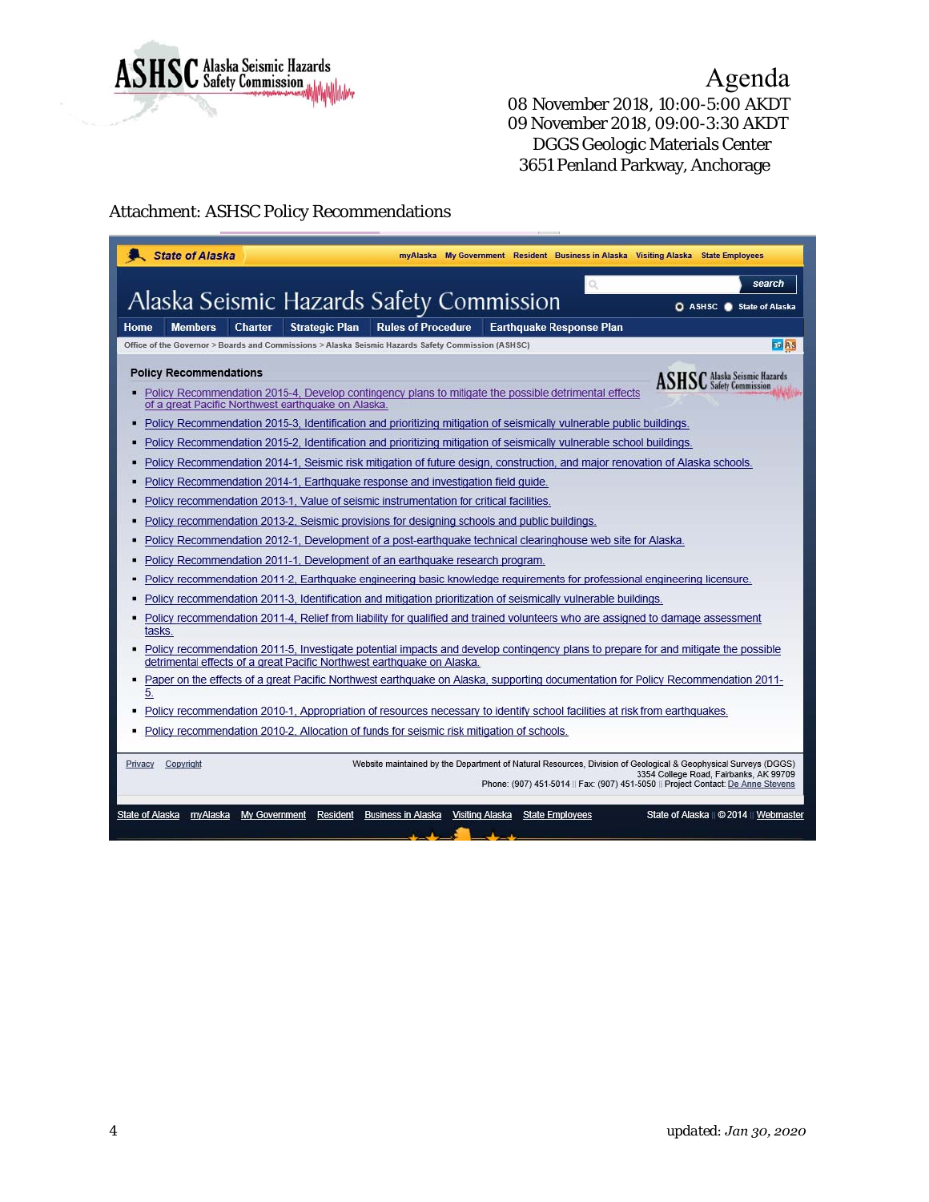Agenda
08 November 2018, 10:00-5:00 AKDT
09 November 2018, 09:00-3:30 AKDT
DGGS Geologic Materials Center
3651 Penland Parkway, Anchorage

Attachment: ASHSC Policy Recommendations

State of Alaska | myAlaska | My Government | Resident | Business in Alaska | Visiting Alaska | State Employees

# Alaska Seismic Hazards Safety Commission

search | ASHSC | State of Alaska

Home | Members | Charter | Strategic Plan | Rules of Procedure | Earthquake Response Plan

Office of the Governor > Boards and Commissions > Alaska Seismic Hazards Safety Commission (ASHSC)

## Policy Recommendations

- Policy Recommendation 2015-4, Develop contingency plans to mitigate the possible detrimental effects of a great Pacific Northwest earthquake on Alaska.
- Policy Recommendation 2015-3, Identification and prioritizing mitigation of seismically vulnerable public buildings.
- Policy Recommendation 2015-2, Identification and prioritizing mitigation of seismically vulnerable school buildings.
- Policy Recommendation 2014-1, Seismic risk mitigation of future design, construction, and major renovation of Alaska schools.
- Policy Recommendation 2014-1, Earthquake response and investigation field guide.
- Policy recommendation 2013-1, Value of seismic instrumentation for critical facilities.
- Policy recommendation 2013-2, Seismic provisions for designing schools and public buildings.
- Policy Recommendation 2012-1, Development of a post-earthquake technical clearinghouse web site for Alaska.
- Policy Recommendation 2011-1, Development of an earthquake research program.
- Policy recommendation 2011-2, Earthquake engineering basic knowledge requirements for professional engineering licensure.
- Policy recommendation 2011-3, Identification and mitigation prioritization of seismically vulnerable buildings.
- Policy recommendation 2011-4, Relief from liability for qualified and trained volunteers who are assigned to damage assessment tasks.
- Policy recommendation 2011-5, Investigate potential impacts and develop contingency plans to prepare for and mitigate the possible detrimental effects of a great Pacific Northwest earthquake on Alaska.
- Paper on the effects of a great Pacific Northwest earthquake on Alaska, supporting documentation for Policy Recommendation 2011-5.
- Policy recommendation 2010-1, Appropriation of resources necessary to identify school facilities at risk from earthquakes.
- Policy recommendation 2010-2, Allocation of funds for seismic risk mitigation of schools.

Privacy | Copyright

Website maintained by the Department of Natural Resources, Division of Geological & Geophysical Surveys (DGGS)
3354 College Road, Fairbanks, AK 99709
Phone: (907) 451-5014 || Fax: (907) 451-5050 || Project Contact: De Anne Stevens

State of Alaska | myAlaska | My Government | Resident | Business in Alaska | Visiting Alaska | State Employees | State of Alaska || © 2014 || Webmaster

updated: *Jan 30, 2020*